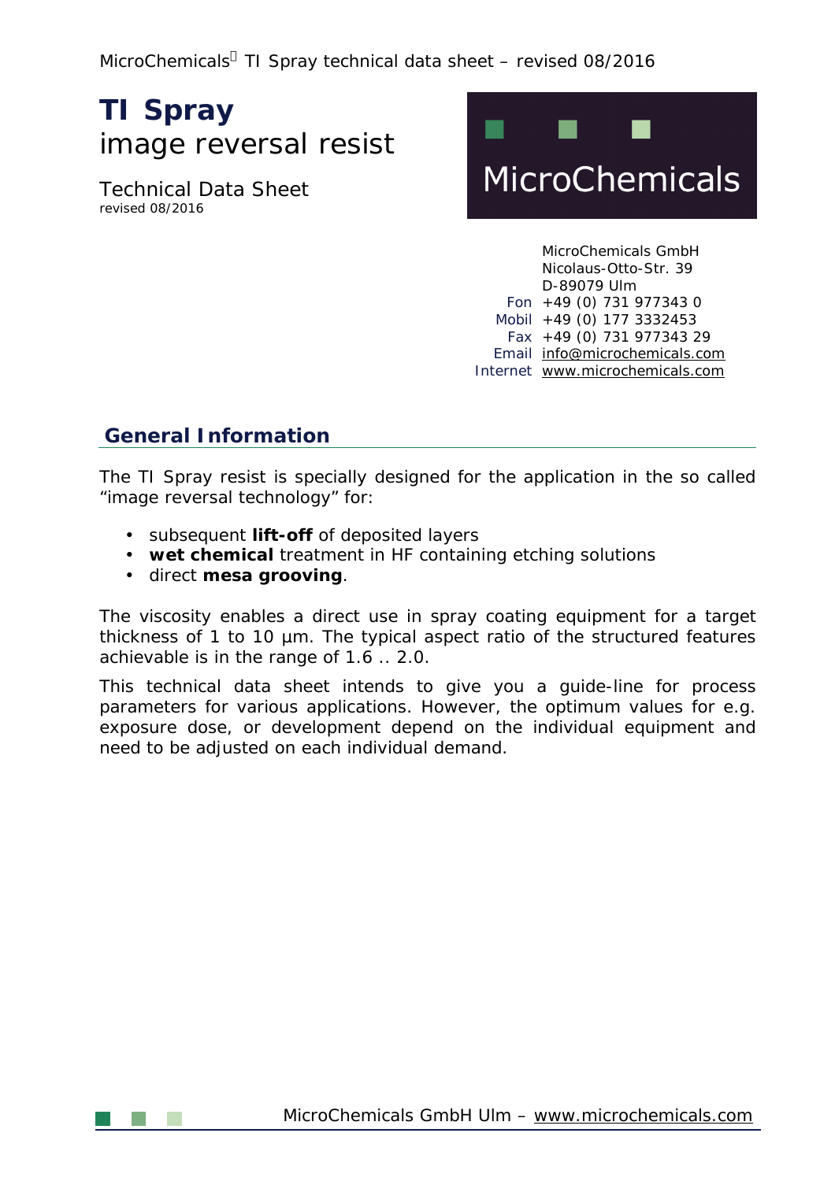# TI Spray

image reversal resist

Technical Data Sheet
revised 08/2016

MicroChemicals

MicroChemicals GmbH
Nicolaus-Otto-Str. 39
D-89079 Ulm
Fon +49 (0) 731 977343 0
Mobil +49 (0) 177 3332453
Fax +49 (0) 731 977343 29
Email info@microchemicals.com
Internet www.microchemicals.com

## General Information

The TI Spray resist is specially designed for the application in the so called "image reversal technology" for:

- subsequent **lift-off** of deposited layers
- **wet chemical** treatment in HF containing etching solutions
- direct **mesa grooving**.

The viscosity enables a direct use in spray coating equipment for a target thickness of 1 to 10 µm. The typical aspect ratio of the structured features achievable is in the range of 1.6 .. 2.0.

This technical data sheet intends to give you a guide-line for process parameters for various applications. However, the optimum values for e.g. exposure dose, or development depend on the individual equipment and need to be adjusted on each individual demand.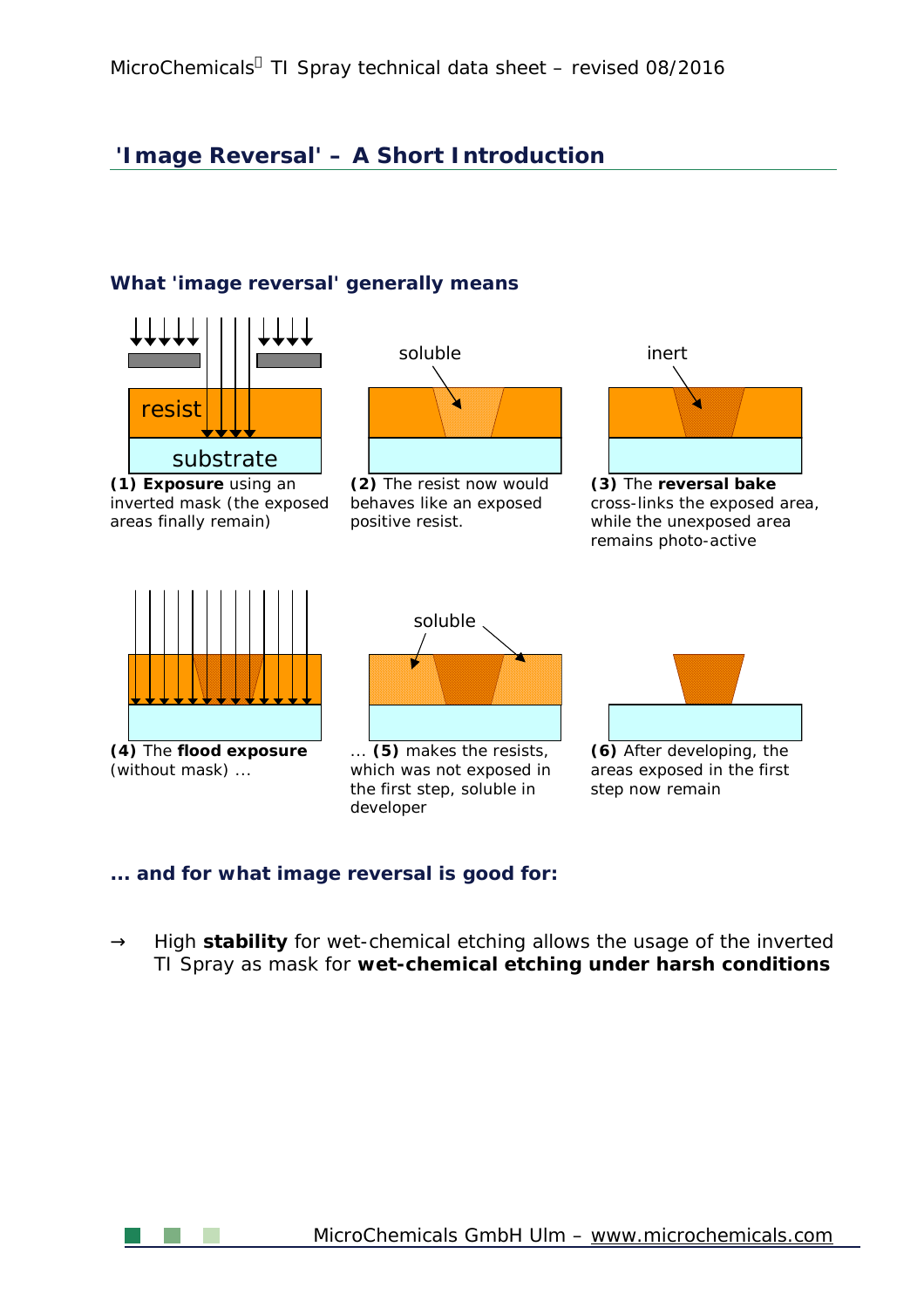## 'Image Reversal' – A Short Introduction

### What 'image reversal' generally means

resist

substrate

**(1) Exposure** using an inverted mask (the exposed areas finally remain)

soluble

**(2)** The resist now would behaves like an exposed positive resist.

inert

**(3)** The **reversal bake** cross-links the exposed area, while the unexposed area remains photo-active

**(4)** The **flood exposure** (without mask) ...

soluble

... **(5)** makes the resists, which was not exposed in the first step, soluble in developer

**(6)** After developing, the areas exposed in the first step now remain

### ... and for what image reversal is good for:

→ High **stability** for wet-chemical etching allows the usage of the inverted TI Spray as mask for **wet-chemical etching under harsh conditions**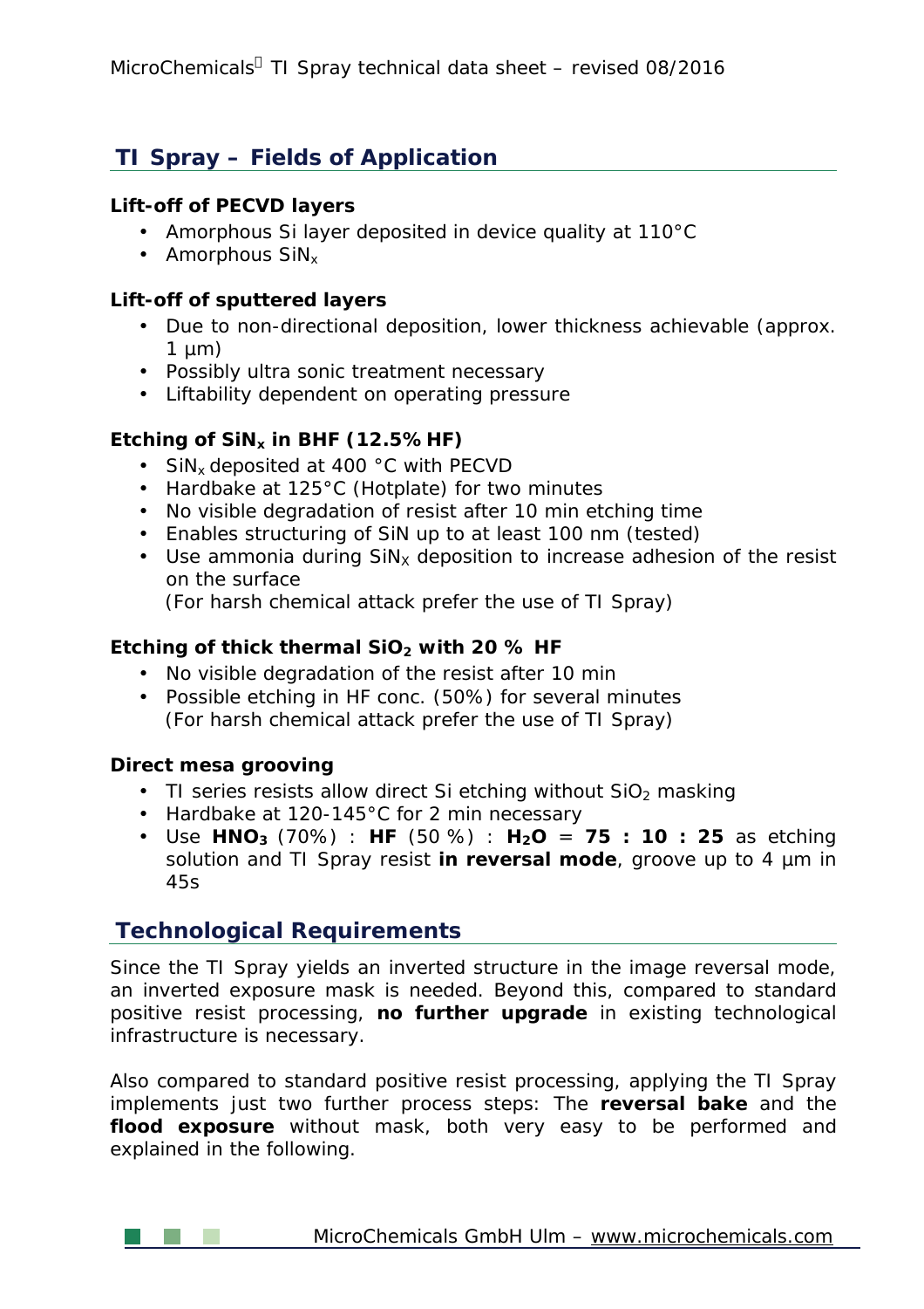## TI Spray – Fields of Application

**Lift-off of PECVD layers**

- Amorphous Si layer deposited in device quality at 110°C
- Amorphous $SiN_x$

**Lift-off of sputtered layers**

- Due to non-directional deposition, lower thickness achievable (approx. 1 µm)
- Possibly ultra sonic treatment necessary
- Liftability dependent on operating pressure

**Etching of $SiN_x$ in BHF (12.5% HF)**

- $SiN_x$ deposited at 400 °C with PECVD
- Hardbake at 125°C (Hotplate) for two minutes
- No visible degradation of resist after 10 min etching time
- Enables structuring of SiN up to at least 100 nm (tested)
- Use ammonia during $SiN_X$ deposition to increase adhesion of the resist on the surface
  (For harsh chemical attack prefer the use of TI Spray)

**Etching of thick thermal $SiO_2$ with 20 % HF**

- No visible degradation of the resist after 10 min
- Possible etching in HF conc. (50%) for several minutes
  (For harsh chemical attack prefer the use of TI Spray)

**Direct mesa grooving**

- TI series resists allow direct Si etching without $SiO_2$ masking
- Hardbake at 120-145°C for 2 min necessary
- Use **$HNO_3$** (70%) : **HF** (50 %) : **$H_2O$** = **75 : 10 : 25** as etching solution and TI Spray resist **in reversal mode**, groove up to 4 µm in 45s

## Technological Requirements

Since the TI Spray yields an inverted structure in the image reversal mode, an inverted exposure mask is needed. Beyond this, compared to standard positive resist processing, **no further upgrade** in existing technological infrastructure is necessary.

Also compared to standard positive resist processing, applying the TI Spray implements just two further process steps: The **reversal bake** and the **flood exposure** without mask, both very easy to be performed and explained in the following.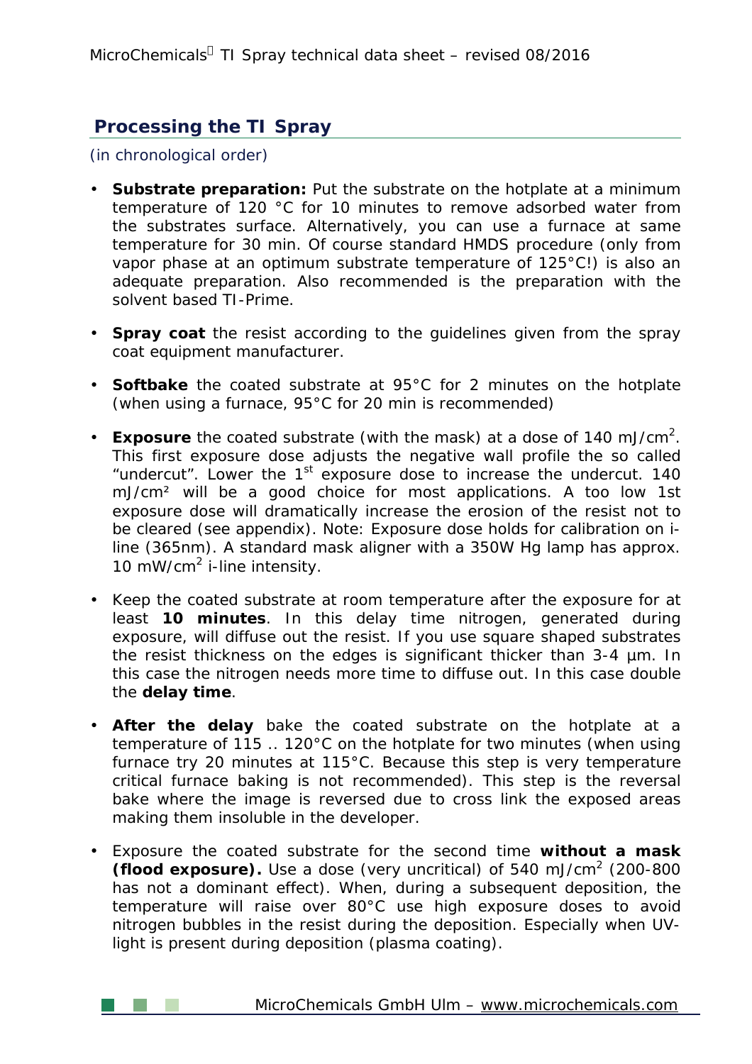## Processing the TI Spray

(in chronological order)

- **Substrate preparation:** Put the substrate on the hotplate at a minimum temperature of 120 °C for 10 minutes to remove adsorbed water from the substrates surface. Alternatively, you can use a furnace at same temperature for 30 min. Of course standard HMDS procedure (only from vapor phase at an optimum substrate temperature of 125°C!) is also an adequate preparation. Also recommended is the preparation with the solvent based TI-Prime.

- **Spray coat** the resist according to the guidelines given from the spray coat equipment manufacturer.

- **Softbake** the coated substrate at 95°C for 2 minutes on the hotplate (when using a furnace, 95°C for 20 min is recommended)

- **Exposure** the coated substrate (with the mask) at a dose of 140 mJ/cm$^2$. This first exposure dose adjusts the negative wall profile the so called "undercut". Lower the 1$^{st}$ exposure dose to increase the undercut. 140 mJ/cm² will be a good choice for most applications. A too low 1st exposure dose will dramatically increase the erosion of the resist not to be cleared (see appendix). Note: Exposure dose holds for calibration on i-line (365nm). A standard mask aligner with a 350W Hg lamp has approx. 10 mW/cm$^2$ i-line intensity.

- Keep the coated substrate at room temperature after the exposure for at least **10 minutes**. In this delay time nitrogen, generated during exposure, will diffuse out the resist. If you use square shaped substrates the resist thickness on the edges is significant thicker than 3-4 µm. In this case the nitrogen needs more time to diffuse out. In this case double the **delay time**.

- **After the delay** bake the coated substrate on the hotplate at a temperature of 115 .. 120°C on the hotplate for two minutes (when using furnace try 20 minutes at 115°C. Because this step is very temperature critical furnace baking is not recommended). This step is the reversal bake where the image is reversed due to cross link the exposed areas making them insoluble in the developer.

- Exposure the coated substrate for the second time **without a mask (flood exposure).** Use a dose (very uncritical) of 540 mJ/cm$^2$ (200-800 has not a dominant effect). When, during a subsequent deposition, the temperature will raise over 80°C use high exposure doses to avoid nitrogen bubbles in the resist during the deposition. Especially when UV-light is present during deposition (plasma coating).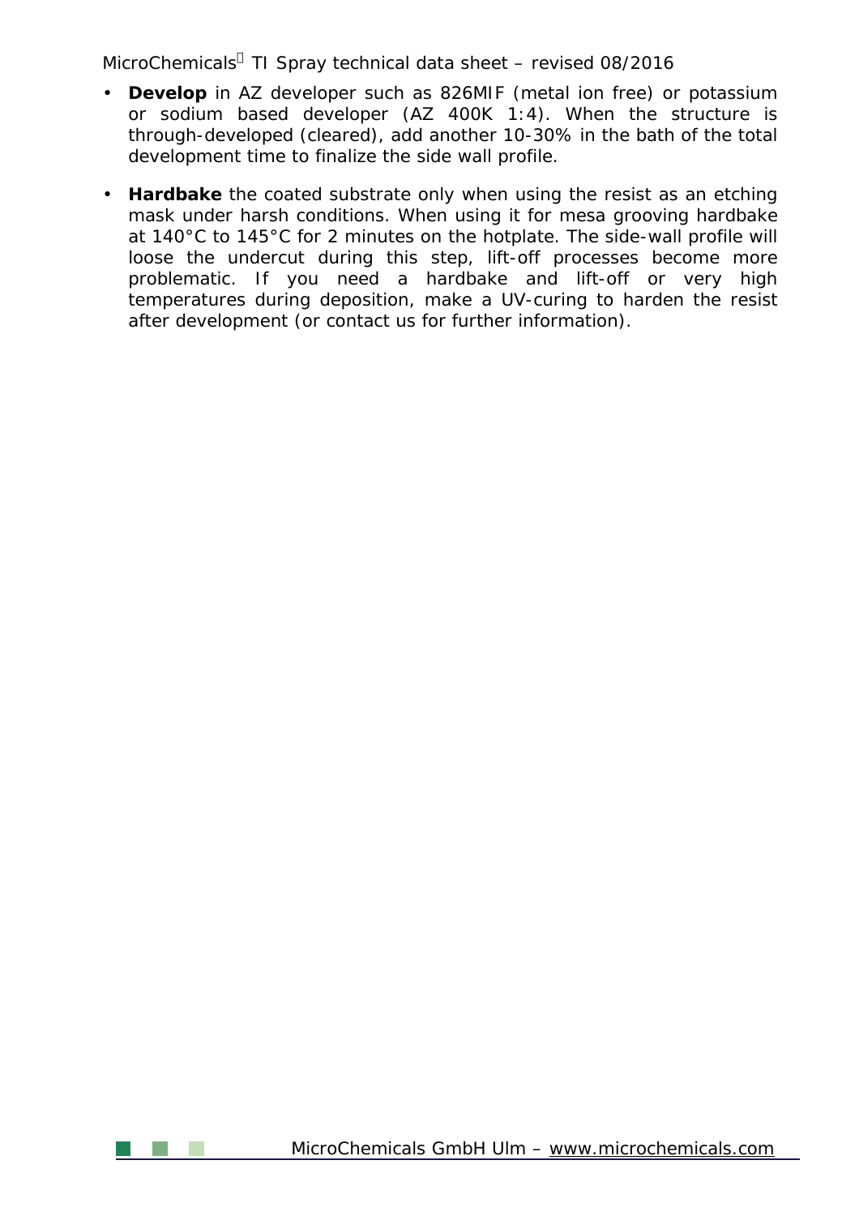- **Develop** in AZ developer such as 826MIF (metal ion free) or potassium or sodium based developer (AZ 400K 1:4). When the structure is through-developed (cleared), add another 10-30% in the bath of the total development time to finalize the side wall profile.

- **Hardbake** the coated substrate only when using the resist as an etching mask under harsh conditions. When using it for mesa grooving hardbake at 140°C to 145°C for 2 minutes on the hotplate. The side-wall profile will loose the undercut during this step, lift-off processes become more problematic. If you need a hardbake and lift-off or very high temperatures during deposition, make a UV-curing to harden the resist after development (or contact us for further information).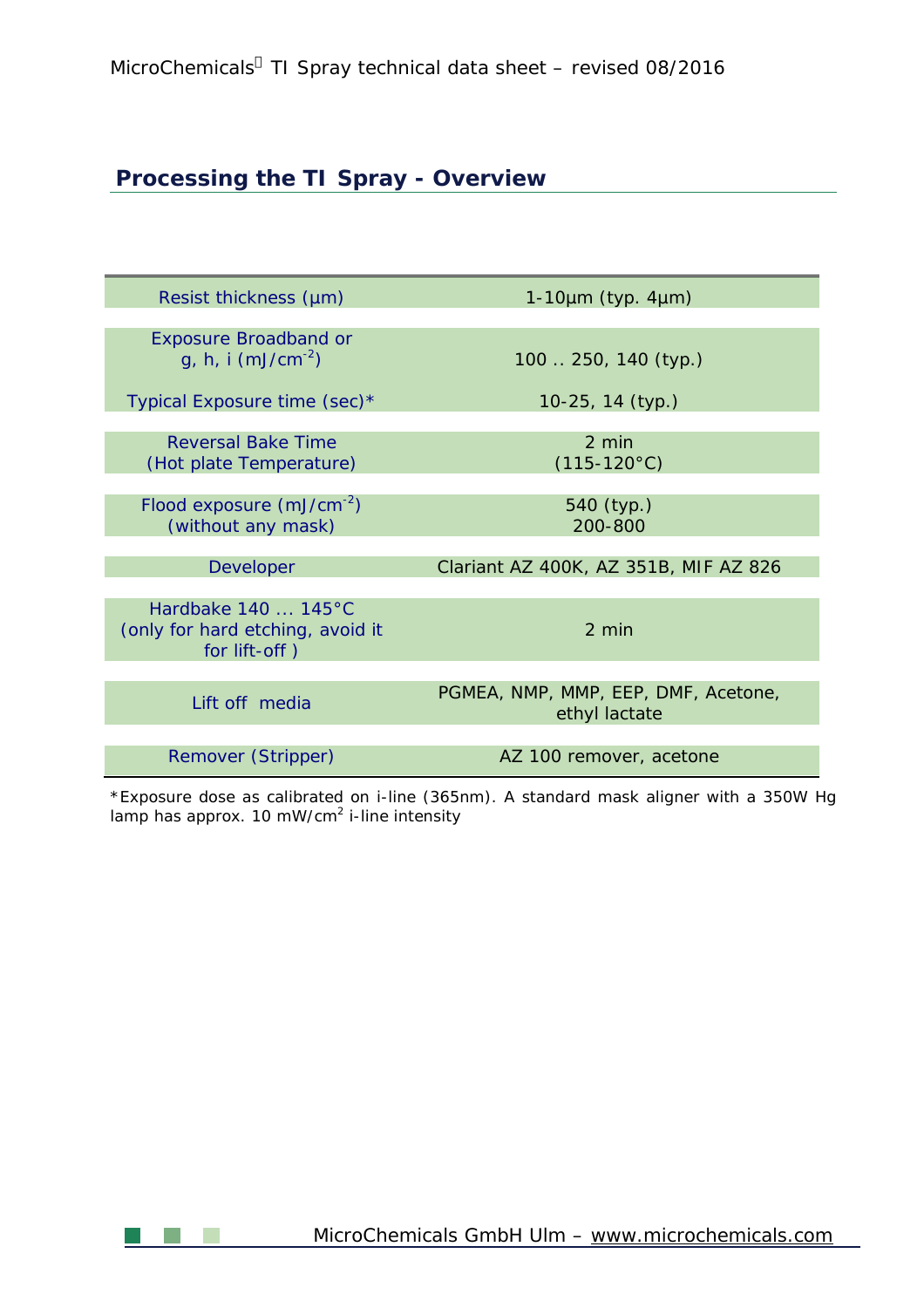## Processing the TI Spray - Overview

| | |
|---|---|
| Resist thickness (µm) | 1-10µm (typ. 4µm) |
| Exposure Broadband or g, h, i (mJ/cm$^{-2}$) | 100 .. 250, 140 (typ.) |
| Typical Exposure time (sec)* | 10-25, 14 (typ.) |
| Reversal Bake Time (Hot plate Temperature) | 2 min (115-120°C) |
| Flood exposure (mJ/cm$^{-2}$) (without any mask) | 540 (typ.) 200-800 |
| Developer | Clariant AZ 400K, AZ 351B, MIF AZ 826 |
| Hardbake 140 ... 145°C (only for hard etching, avoid it for lift-off ) | 2 min |
| Lift off media | PGMEA, NMP, MMP, EEP, DMF, Acetone, ethyl lactate |
| Remover (Stripper) | AZ 100 remover, acetone |

*Exposure dose as calibrated on i-line (365nm). A standard mask aligner with a 350W Hg lamp has approx. 10 mW/cm$^2$ i-line intensity